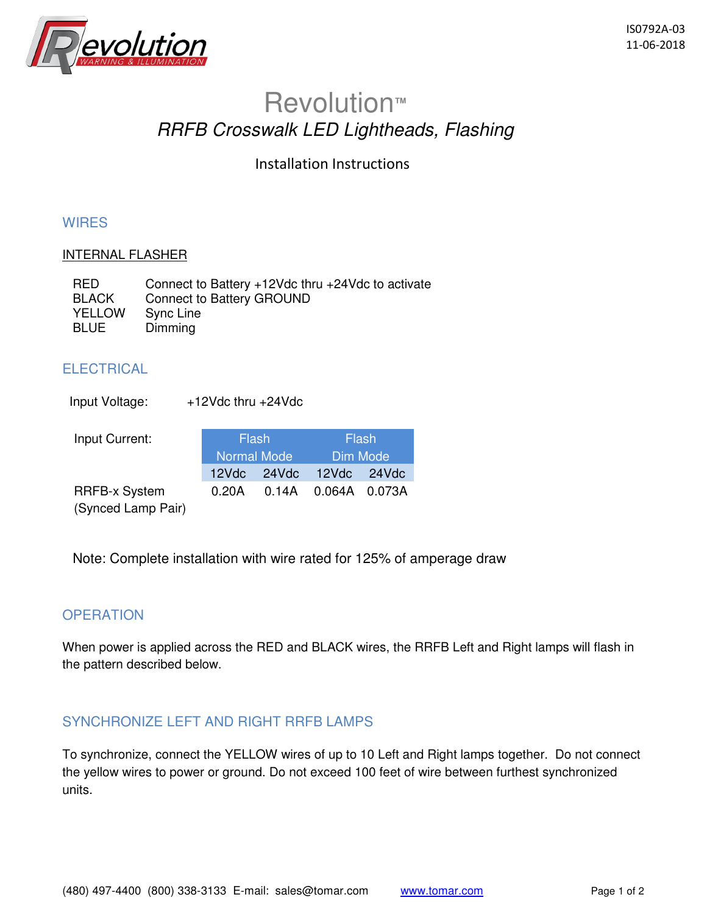IS0792A-03
11-06-2018

# Revolution™

## *RRFB Crosswalk LED Lightheads, Flashing*

Installation Instructions

### WIRES

<u>INTERNAL FLASHER</u>

| | |
|---|---|
| RED | Connect to Battery +12Vdc thru +24Vdc to activate |
| BLACK | Connect to Battery GROUND |
| YELLOW | Sync Line |
| BLUE | Dimming |

### ELECTRICAL

Input Voltage: +12Vdc thru +24Vdc

| Input Current: | Flash Normal Mode | | Flash Dim Mode | |
|---|---|---|---|---|
| | 12Vdc | 24Vdc | 12Vdc | 24Vdc |
| RRFB-x System (Synced Lamp Pair) | 0.20A | 0.14A | 0.064A | 0.073A |

Note: Complete installation with wire rated for 125% of amperage draw

### OPERATION

When power is applied across the RED and BLACK wires, the RRFB Left and Right lamps will flash in the pattern described below.

### SYNCHRONIZE LEFT AND RIGHT RRFB LAMPS

To synchronize, connect the YELLOW wires of up to 10 Left and Right lamps together. Do not connect the yellow wires to power or ground. Do not exceed 100 feet of wire between furthest synchronized units.

(480) 497-4400 (800) 338-3133 E-mail: sales@tomar.com www.tomar.com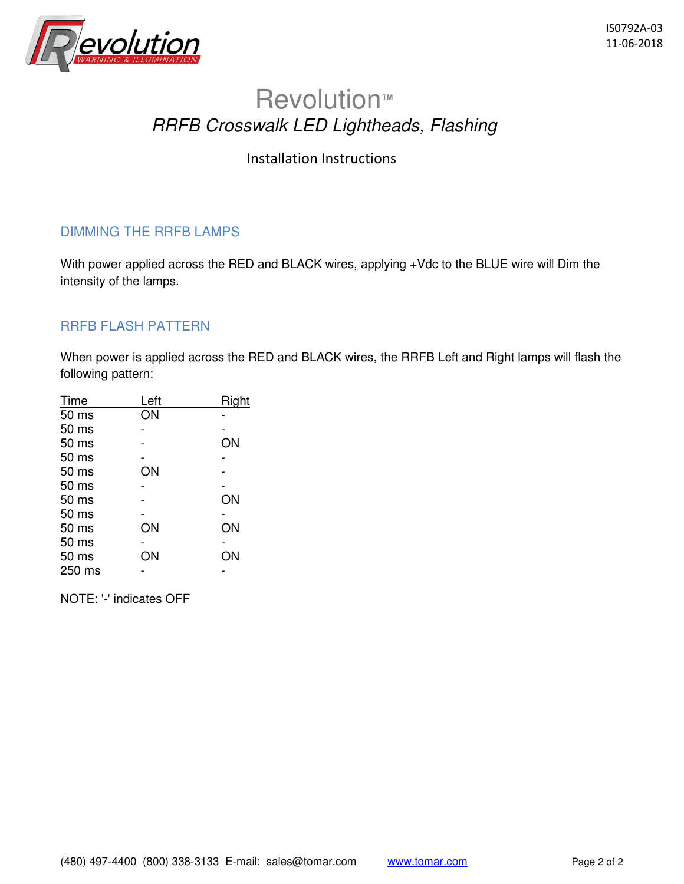# Revolution™

## *RRFB Crosswalk LED Lightheads, Flashing*

Installation Instructions

### DIMMING THE RRFB LAMPS

With power applied across the RED and BLACK wires, applying +Vdc to the BLUE wire will Dim the intensity of the lamps.

### RRFB FLASH PATTERN

When power is applied across the RED and BLACK wires, the RRFB Left and Right lamps will flash the following pattern:

| Time | Left | Right |
|---|---|---|
| 50 ms | ON | - |
| 50 ms | - | - |
| 50 ms | - | ON |
| 50 ms | - | - |
| 50 ms | ON | - |
| 50 ms | - | - |
| 50 ms | - | ON |
| 50 ms | - | - |
| 50 ms | ON | ON |
| 50 ms | - | - |
| 50 ms | ON | ON |
| 250 ms | - | - |

NOTE: '-' indicates OFF

(480) 497-4400 (800) 338-3133 E-mail: sales@tomar.com www.tomar.com